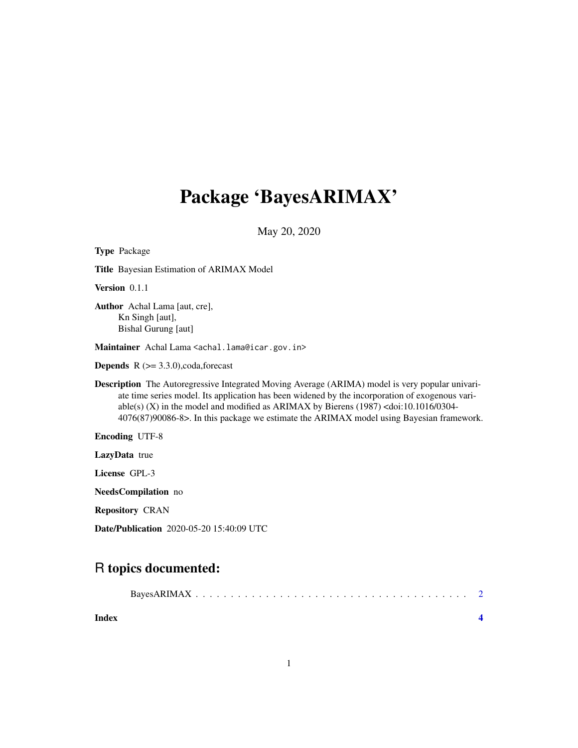# Package 'BayesARIMAX'

May 20, 2020

**Type** Package

**Title** Bayesian Estimation of ARIMAX Model

**Version** 0.1.1

**Author** Achal Lama [aut, cre],
Kn Singh [aut],
Bishal Gurung [aut]

**Maintainer** Achal Lama <achal.lama@icar.gov.in>

**Depends** R (>= 3.3.0),coda,forecast

**Description** The Autoregressive Integrated Moving Average (ARIMA) model is very popular univariate time series model. Its application has been widened by the incorporation of exogenous variable(s) (X) in the model and modified as ARIMAX by Bierens (1987) <doi:10.1016/0304-4076(87)90086-8>. In this package we estimate the ARIMAX model using Bayesian framework.

**Encoding** UTF-8

**LazyData** true

**License** GPL-3

**NeedsCompilation** no

**Repository** CRAN

**Date/Publication** 2020-05-20 15:40:09 UTC

## R topics documented:

BayesARIMAX . . . . . . . . . . . . . . . . . . . . . . . . . . . . . . . . . . . . . . 2

**Index** **4**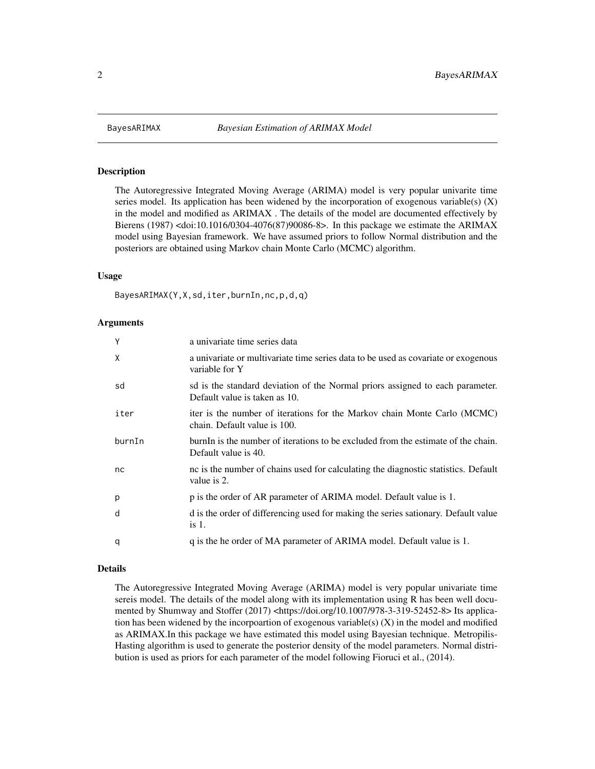## BayesARIMAX — *Bayesian Estimation of ARIMAX Model*

### Description

The Autoregressive Integrated Moving Average (ARIMA) model is very popular univarite time series model. Its application has been widened by the incorporation of exogenous variable(s) (X) in the model and modified as ARIMAX . The details of the model are documented effectively by Bierens (1987) <doi:10.1016/0304-4076(87)90086-8>. In this package we estimate the ARIMAX model using Bayesian framework. We have assumed priors to follow Normal distribution and the posteriors are obtained using Markov chain Monte Carlo (MCMC) algorithm.

### Usage

```
BayesARIMAX(Y,X,sd,iter,burnIn,nc,p,d,q)
```

### Arguments

| | |
|---|---|
| Y | a univariate time series data |
| X | a univariate or multivariate time series data to be used as covariate or exogenous variable for Y |
| sd | sd is the standard deviation of the Normal priors assigned to each parameter. Default value is taken as 10. |
| iter | iter is the number of iterations for the Markov chain Monte Carlo (MCMC) chain. Default value is 100. |
| burnIn | burnIn is the number of iterations to be excluded from the estimate of the chain. Default value is 40. |
| nc | nc is the number of chains used for calculating the diagnostic statistics. Default value is 2. |
| p | p is the order of AR parameter of ARIMA model. Default value is 1. |
| d | d is the order of differencing used for making the series sationary. Default value is 1. |
| q | q is the he order of MA parameter of ARIMA model. Default value is 1. |

### Details

The Autoregressive Integrated Moving Average (ARIMA) model is very popular univariate time sereis model. The details of the model along with its implementation using R has been well documented by Shumway and Stoffer (2017) <https://doi.org/10.1007/978-3-319-52452-8> Its application has been widened by the incorpoartion of exogenous variable(s) (X) in the model and modified as ARIMAX.In this package we have estimated this model using Bayesian technique. Metropilis-Hasting algorithm is used to generate the posterior density of the model parameters. Normal distribution is used as priors for each parameter of the model following Fioruci et al., (2014).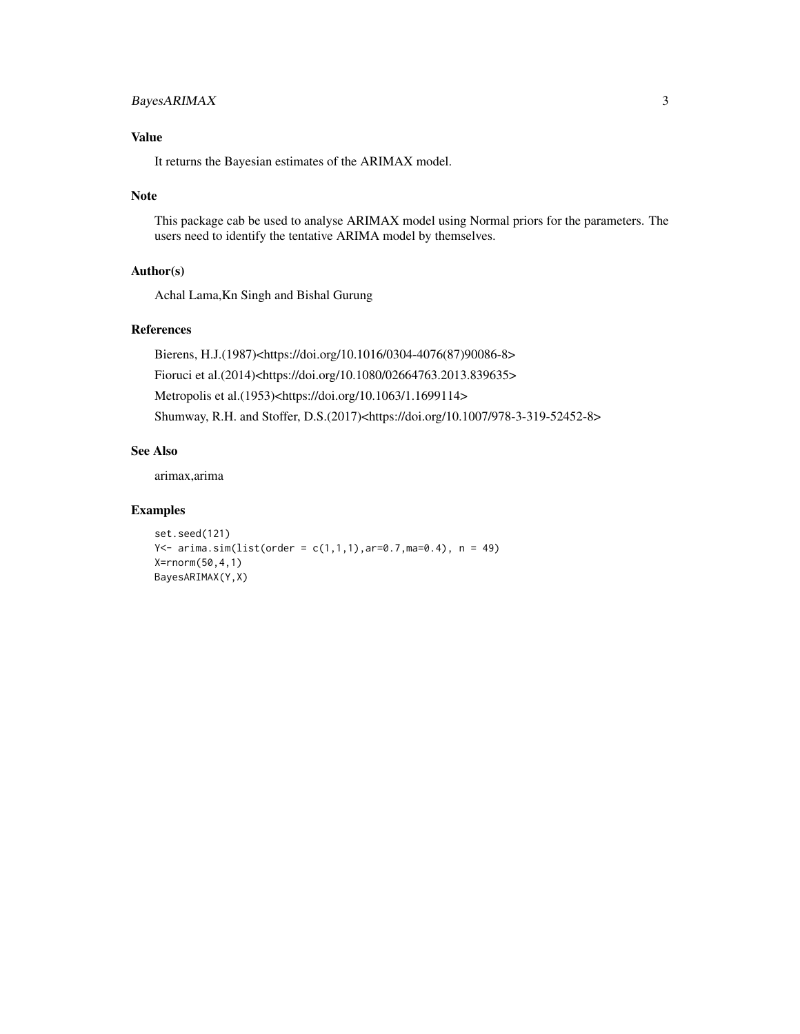## Value

It returns the Bayesian estimates of the ARIMAX model.

## Note

This package cab be used to analyse ARIMAX model using Normal priors for the parameters. The users need to identify the tentative ARIMA model by themselves.

## Author(s)

Achal Lama,Kn Singh and Bishal Gurung

## References

Bierens, H.J.(1987)<https://doi.org/10.1016/0304-4076(87)90086-8>

Fioruci et al.(2014)<https://doi.org/10.1080/02664763.2013.839635>

Metropolis et al.(1953)<https://doi.org/10.1063/1.1699114>

Shumway, R.H. and Stoffer, D.S.(2017)<https://doi.org/10.1007/978-3-319-52452-8>

## See Also

arimax,arima

## Examples

```
set.seed(121)
Y<- arima.sim(list(order = c(1,1,1),ar=0.7,ma=0.4), n = 49)
X=rnorm(50,4,1)
BayesARIMAX(Y,X)
```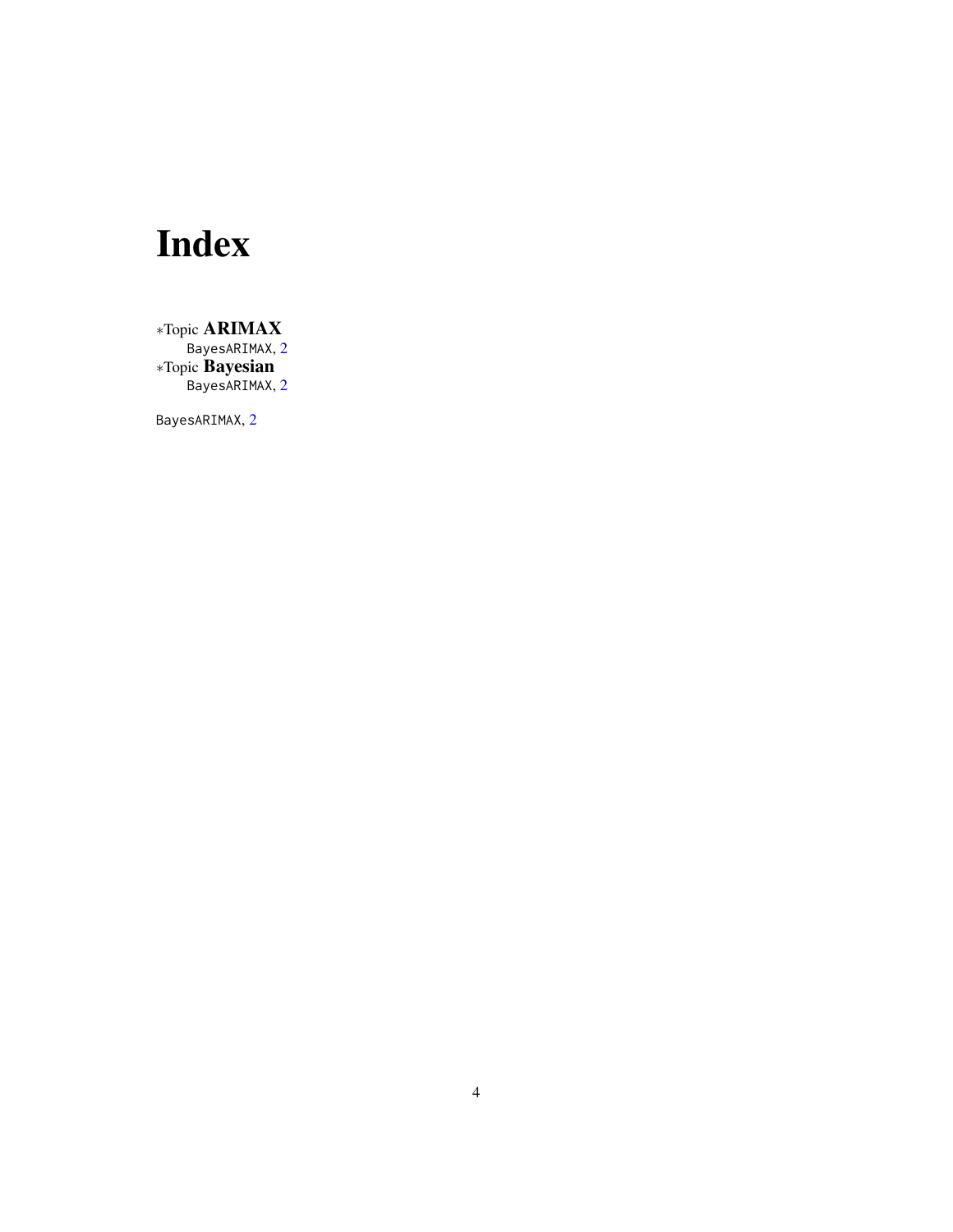# Index

*Topic **ARIMAX**
    BayesARIMAX, 2
*Topic **Bayesian**
    BayesARIMAX, 2

BayesARIMAX, 2